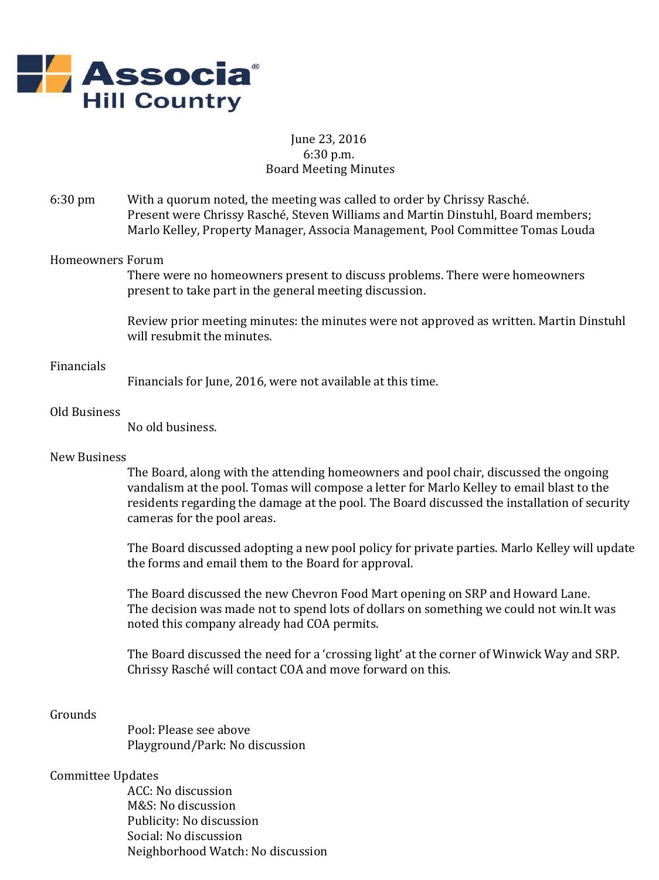Associa® Hill Country

June 23, 2016
6:30 p.m.
Board Meeting Minutes

6:30 pm With a quorum noted, the meeting was called to order by Chrissy Rasché. Present were Chrissy Rasché, Steven Williams and Martin Dinstuhl, Board members; Marlo Kelley, Property Manager, Associa Management, Pool Committee Tomas Louda

**Homeowners Forum**

There were no homeowners present to discuss problems. There were homeowners present to take part in the general meeting discussion.

Review prior meeting minutes: the minutes were not approved as written. Martin Dinstuhl will resubmit the minutes.

**Financials**

Financials for June, 2016, were not available at this time.

**Old Business**

No old business.

**New Business**

The Board, along with the attending homeowners and pool chair, discussed the ongoing vandalism at the pool. Tomas will compose a letter for Marlo Kelley to email blast to the residents regarding the damage at the pool. The Board discussed the installation of security cameras for the pool areas.

The Board discussed adopting a new pool policy for private parties. Marlo Kelley will update the forms and email them to the Board for approval.

The Board discussed the new Chevron Food Mart opening on SRP and Howard Lane. The decision was made not to spend lots of dollars on something we could not win.It was noted this company already had COA permits.

The Board discussed the need for a 'crossing light' at the corner of Winwick Way and SRP. Chrissy Rasché will contact COA and move forward on this.

**Grounds**

Pool: Please see above
Playground/Park: No discussion

**Committee Updates**

ACC: No discussion
M&S: No discussion
Publicity: No discussion
Social: No discussion
Neighborhood Watch: No discussion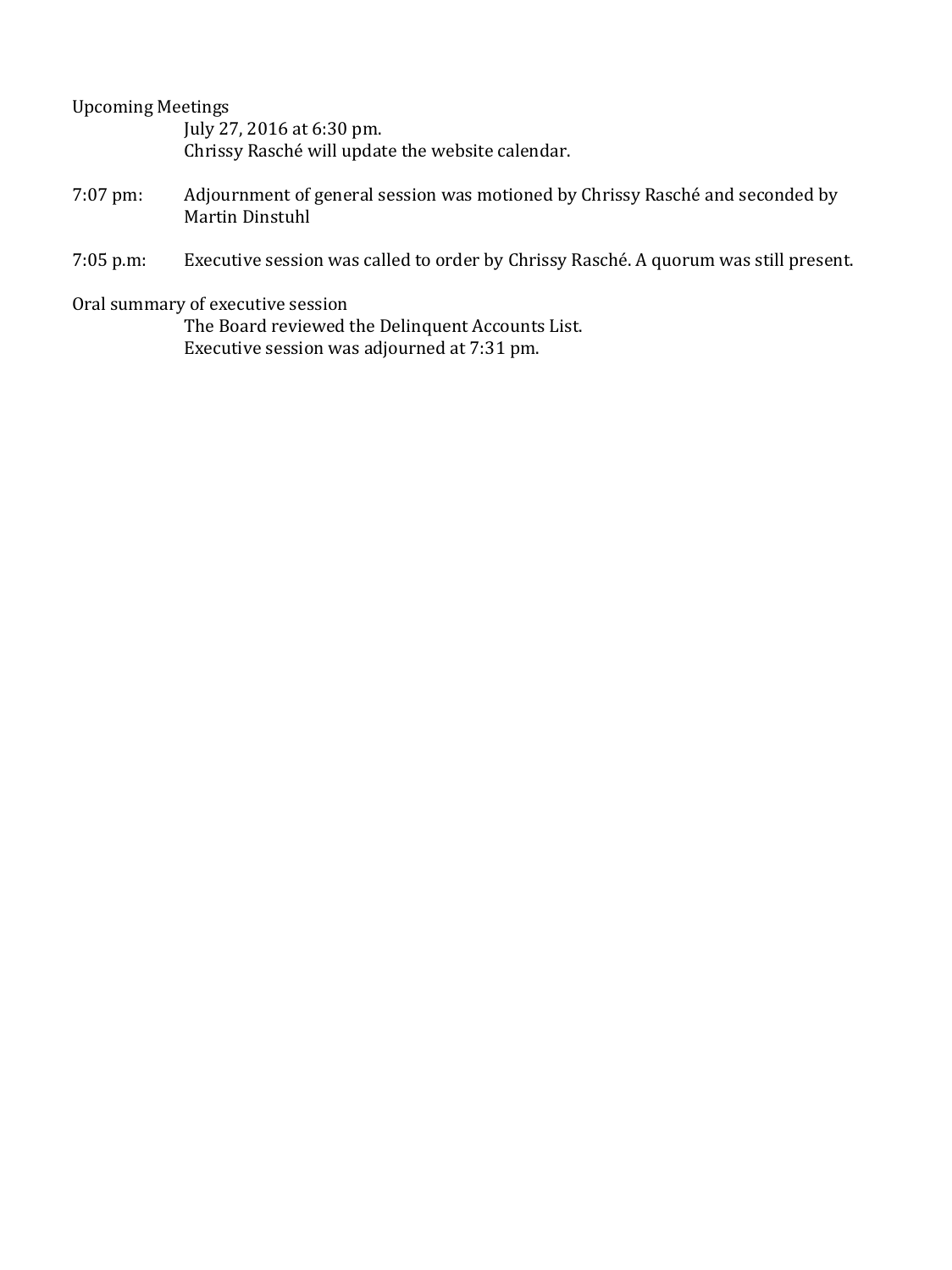Upcoming Meetings

July 27, 2016 at 6:30 pm.

Chrissy Rasché will update the website calendar.

7:07 pm: Adjournment of general session was motioned by Chrissy Rasché and seconded by Martin Dinstuhl

7:05 p.m: Executive session was called to order by Chrissy Rasché. A quorum was still present.

Oral summary of executive session

The Board reviewed the Delinquent Accounts List.

Executive session was adjourned at 7:31 pm.